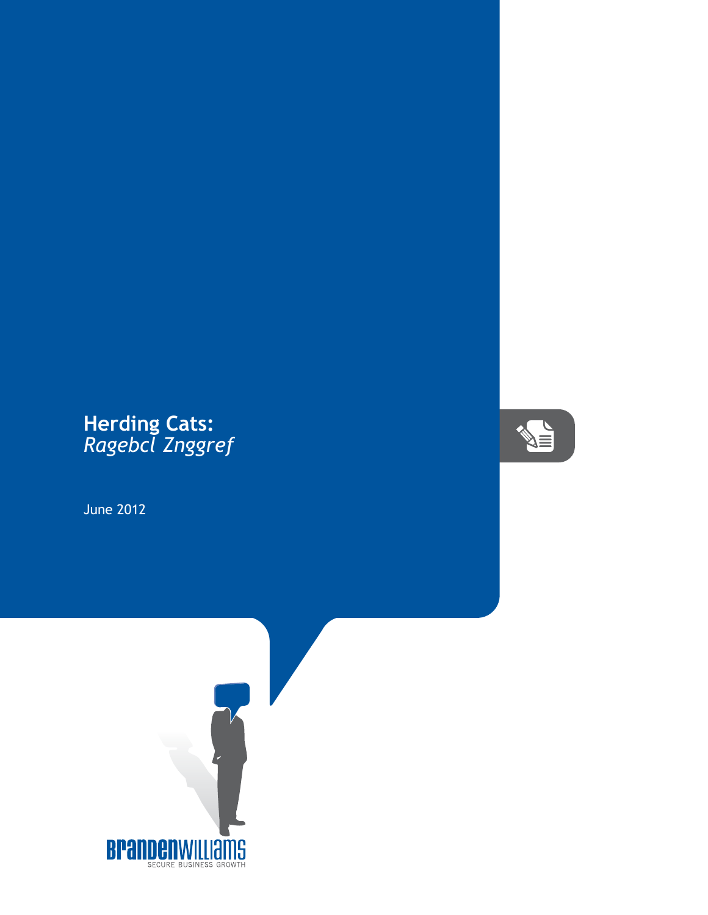# Herding Cats:
*Ragebcl Znggref*

June 2012

BRANDENWILLIAMS
SECURE BUSINESS GROWTH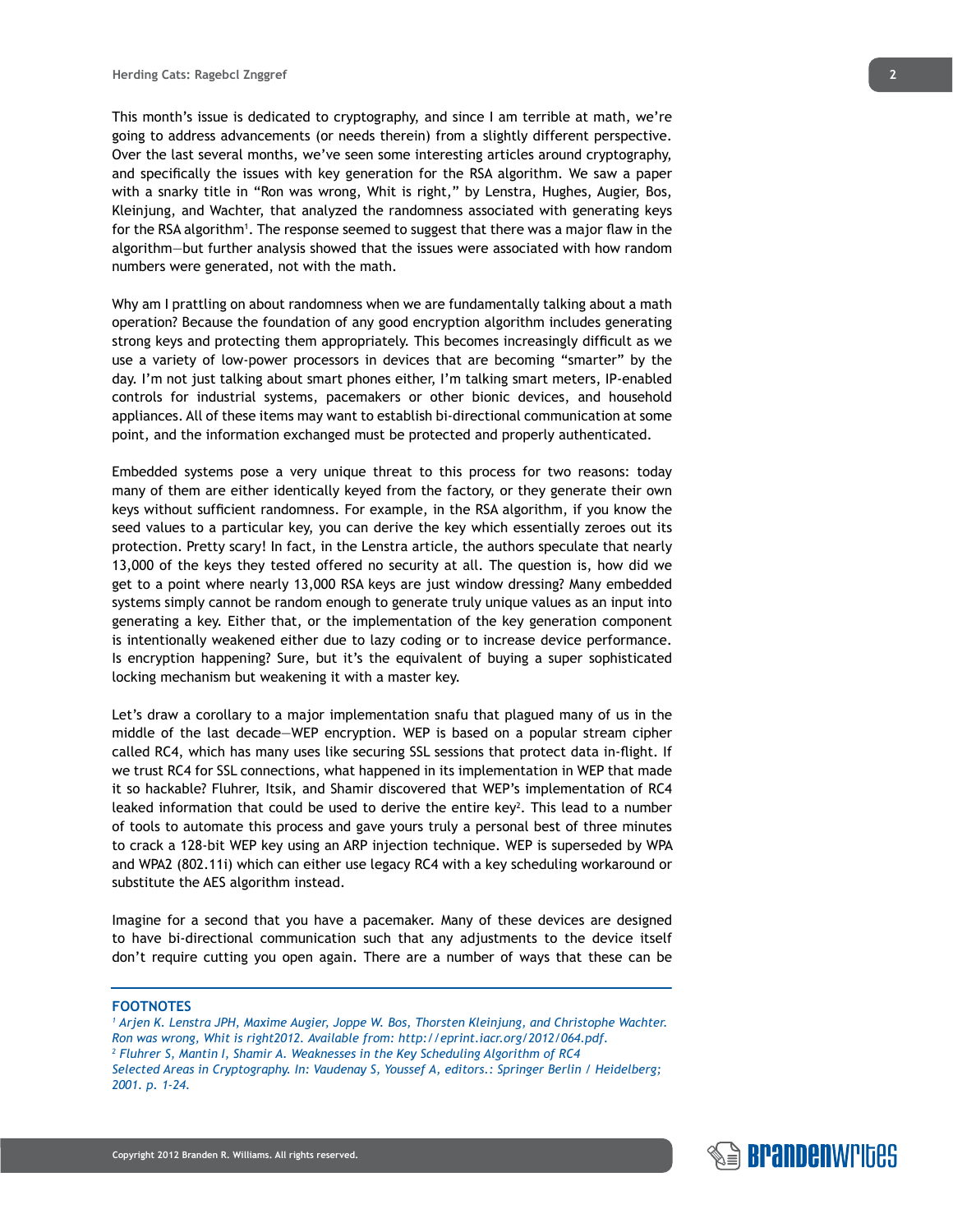This month's issue is dedicated to cryptography, and since I am terrible at math, we're going to address advancements (or needs therein) from a slightly different perspective. Over the last several months, we've seen some interesting articles around cryptography, and specifically the issues with key generation for the RSA algorithm. We saw a paper with a snarky title in "Ron was wrong, Whit is right," by Lenstra, Hughes, Augier, Bos, Kleinjung, and Wachter, that analyzed the randomness associated with generating keys for the RSA algorithm[1]. The response seemed to suggest that there was a major flaw in the algorithm—but further analysis showed that the issues were associated with how random numbers were generated, not with the math.

Why am I prattling on about randomness when we are fundamentally talking about a math operation? Because the foundation of any good encryption algorithm includes generating strong keys and protecting them appropriately. This becomes increasingly difficult as we use a variety of low-power processors in devices that are becoming "smarter" by the day. I'm not just talking about smart phones either, I'm talking smart meters, IP-enabled controls for industrial systems, pacemakers or other bionic devices, and household appliances. All of these items may want to establish bi-directional communication at some point, and the information exchanged must be protected and properly authenticated.

Embedded systems pose a very unique threat to this process for two reasons: today many of them are either identically keyed from the factory, or they generate their own keys without sufficient randomness. For example, in the RSA algorithm, if you know the seed values to a particular key, you can derive the key which essentially zeroes out its protection. Pretty scary! In fact, in the Lenstra article, the authors speculate that nearly 13,000 of the keys they tested offered no security at all. The question is, how did we get to a point where nearly 13,000 RSA keys are just window dressing? Many embedded systems simply cannot be random enough to generate truly unique values as an input into generating a key. Either that, or the implementation of the key generation component is intentionally weakened either due to lazy coding or to increase device performance. Is encryption happening? Sure, but it's the equivalent of buying a super sophisticated locking mechanism but weakening it with a master key.

Let's draw a corollary to a major implementation snafu that plagued many of us in the middle of the last decade—WEP encryption. WEP is based on a popular stream cipher called RC4, which has many uses like securing SSL sessions that protect data in-flight. If we trust RC4 for SSL connections, what happened in its implementation in WEP that made it so hackable? Fluhrer, Itsik, and Shamir discovered that WEP's implementation of RC4 leaked information that could be used to derive the entire key[2]. This lead to a number of tools to automate this process and gave yours truly a personal best of three minutes to crack a 128-bit WEP key using an ARP injection technique. WEP is superseded by WPA and WPA2 (802.11i) which can either use legacy RC4 with a key scheduling workaround or substitute the AES algorithm instead.

Imagine for a second that you have a pacemaker. Many of these devices are designed to have bi-directional communication such that any adjustments to the device itself don't require cutting you open again. There are a number of ways that these can be

---

**FOOTNOTES**

*[1] Arjen K. Lenstra JPH, Maxime Augier, Joppe W. Bos, Thorsten Kleinjung, and Christophe Wachter. Ron was wrong, Whit is right2012. Available from: http://eprint.iacr.org/2012/064.pdf.*

*[2] Fluhrer S, Mantin I, Shamir A. Weaknesses in the Key Scheduling Algorithm of RC4 Selected Areas in Cryptography. In: Vaudenay S, Youssef A, editors.: Springer Berlin / Heidelberg; 2001. p. 1-24.*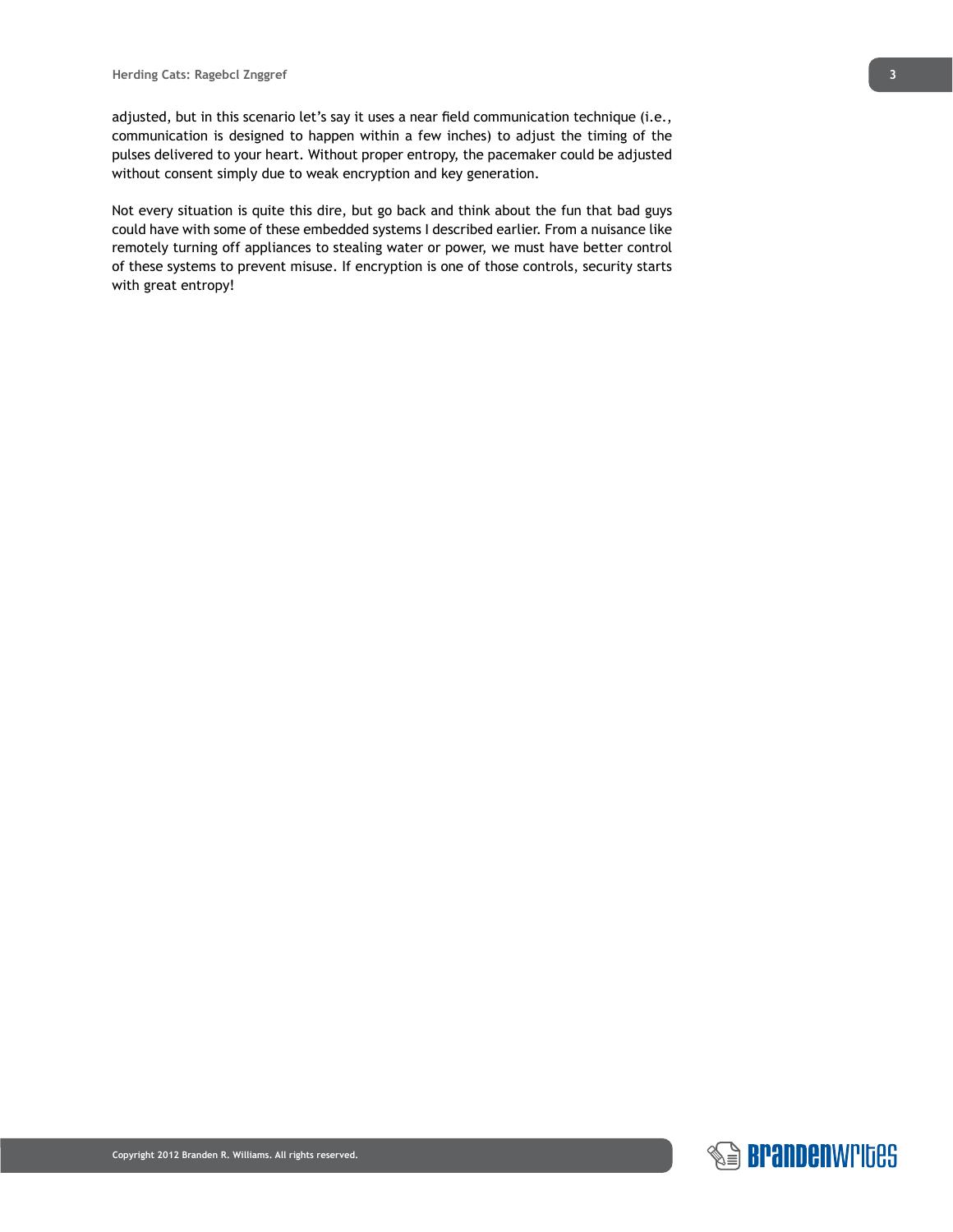adjusted, but in this scenario let's say it uses a near field communication technique (i.e., communication is designed to happen within a few inches) to adjust the timing of the pulses delivered to your heart. Without proper entropy, the pacemaker could be adjusted without consent simply due to weak encryption and key generation.

Not every situation is quite this dire, but go back and think about the fun that bad guys could have with some of these embedded systems I described earlier. From a nuisance like remotely turning off appliances to stealing water or power, we must have better control of these systems to prevent misuse. If encryption is one of those controls, security starts with great entropy!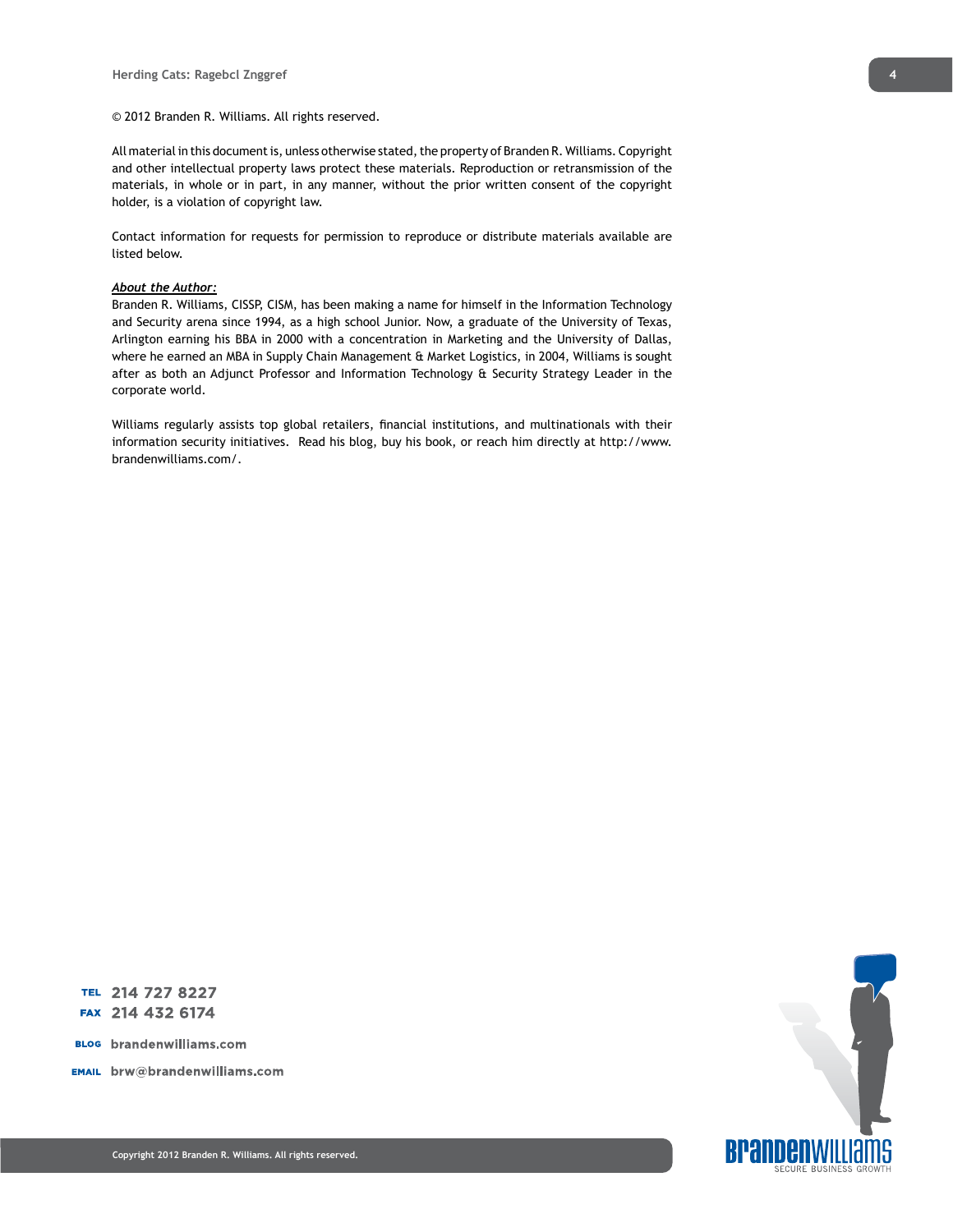© 2012 Branden R. Williams. All rights reserved.

All material in this document is, unless otherwise stated, the property of Branden R. Williams. Copyright and other intellectual property laws protect these materials. Reproduction or retransmission of the materials, in whole or in part, in any manner, without the prior written consent of the copyright holder, is a violation of copyright law.

Contact information for requests for permission to reproduce or distribute materials available are listed below.

***About the Author:***

Branden R. Williams, CISSP, CISM, has been making a name for himself in the Information Technology and Security arena since 1994, as a high school Junior. Now, a graduate of the University of Texas, Arlington earning his BBA in 2000 with a concentration in Marketing and the University of Dallas, where he earned an MBA in Supply Chain Management & Market Logistics, in 2004, Williams is sought after as both an Adjunct Professor and Information Technology & Security Strategy Leader in the corporate world.

Williams regularly assists top global retailers, financial institutions, and multinationals with their information security initiatives. Read his blog, buy his book, or reach him directly at http://www.brandenwilliams.com/.

**TEL** 214 727 8227
**FAX** 214 432 6174

**BLOG** brandenwilliams.com

**EMAIL** brw@brandenwilliams.com

BrandenWilliams
SECURE BUSINESS GROWTH